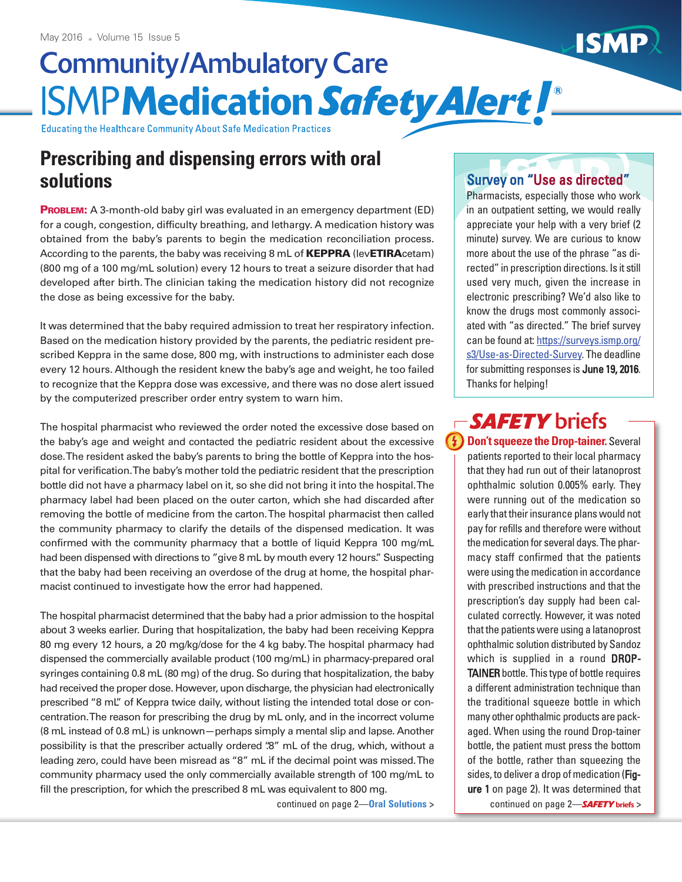# Community/Ambulatory Care ISMP Medication Safety Alert!®

Educating the Healthcare Community About Safe Medication Practices

## Prescribing and dispensing errors with oral solutions

**PROBLEM:** A 3-month-old baby girl was evaluated in an emergency department (ED) for a cough, congestion, difficulty breathing, and lethargy. A medication history was obtained from the baby's parents to begin the medication reconciliation process. According to the parents, the baby was receiving 8 mL of **KEPPRA** (lev**ETIRA**cetam) (800 mg of a 100 mg/mL solution) every 12 hours to treat a seizure disorder that had developed after birth. The clinician taking the medication history did not recognize the dose as being excessive for the baby.

It was determined that the baby required admission to treat her respiratory infection. Based on the medication history provided by the parents, the pediatric resident prescribed Keppra in the same dose, 800 mg, with instructions to administer each dose every 12 hours. Although the resident knew the baby's age and weight, he too failed to recognize that the Keppra dose was excessive, and there was no dose alert issued by the computerized prescriber order entry system to warn him.

The hospital pharmacist who reviewed the order noted the excessive dose based on the baby's age and weight and contacted the pediatric resident about the excessive dose. The resident asked the baby's parents to bring the bottle of Keppra into the hospital for verification. The baby's mother told the pediatric resident that the prescription bottle did not have a pharmacy label on it, so she did not bring it into the hospital. The pharmacy label had been placed on the outer carton, which she had discarded after removing the bottle of medicine from the carton. The hospital pharmacist then called the community pharmacy to clarify the details of the dispensed medication. It was confirmed with the community pharmacy that a bottle of liquid Keppra 100 mg/mL had been dispensed with directions to "give 8 mL by mouth every 12 hours." Suspecting that the baby had been receiving an overdose of the drug at home, the hospital pharmacist continued to investigate how the error had happened.

The hospital pharmacist determined that the baby had a prior admission to the hospital about 3 weeks earlier. During that hospitalization, the baby had been receiving Keppra 80 mg every 12 hours, a 20 mg/kg/dose for the 4 kg baby. The hospital pharmacy had dispensed the commercially available product (100 mg/mL) in pharmacy-prepared oral syringes containing 0.8 mL (80 mg) of the drug. So during that hospitalization, the baby had received the proper dose. However, upon discharge, the physician had electronically prescribed "8 mL" of Keppra twice daily, without listing the intended total dose or concentration. The reason for prescribing the drug by mL only, and in the incorrect volume (8 mL instead of 0.8 mL) is unknown—perhaps simply a mental slip and lapse. Another possibility is that the prescriber actually ordered ".8" mL of the drug, which, without a leading zero, could have been misread as "8" mL if the decimal point was missed. The community pharmacy used the only commercially available strength of 100 mg/mL to fill the prescription, for which the prescribed 8 mL was equivalent to 800 mg.

continued on page 2—**Oral Solutions** >

---

### Survey on "Use as directed"

Pharmacists, especially those who work in an outpatient setting, we would really appreciate your help with a very brief (2 minute) survey. We are curious to know more about the use of the phrase "as directed" in prescription directions. Is it still used very much, given the increase in electronic prescribing? We'd also like to know the drugs most commonly associated with "as directed." The brief survey can be found at: https://surveys.ismp.org/s3/Use-as-Directed-Survey. The deadline for submitting responses is **June 19, 2016**. Thanks for helping!

### *SAFETY* briefs

**Don't squeeze the Drop-tainer.** Several patients reported to their local pharmacy that they had run out of their latanoprost ophthalmic solution 0.005% early. They were running out of the medication so early that their insurance plans would not pay for refills and therefore were without the medication for several days. The pharmacy staff confirmed that the patients were using the medication in accordance with prescribed instructions and that the prescription's day supply had been calculated correctly. However, it was noted that the patients were using a latanoprost ophthalmic solution distributed by Sandoz which is supplied in a round **DROP-TAINER** bottle. This type of bottle requires a different administration technique than the traditional squeeze bottle in which many other ophthalmic products are packaged. When using the round Drop-tainer bottle, the patient must press the bottom of the bottle, rather than squeezing the sides, to deliver a drop of medication (**Figure 1** on page 2). It was determined that

continued on page 2—***SAFETY* briefs** >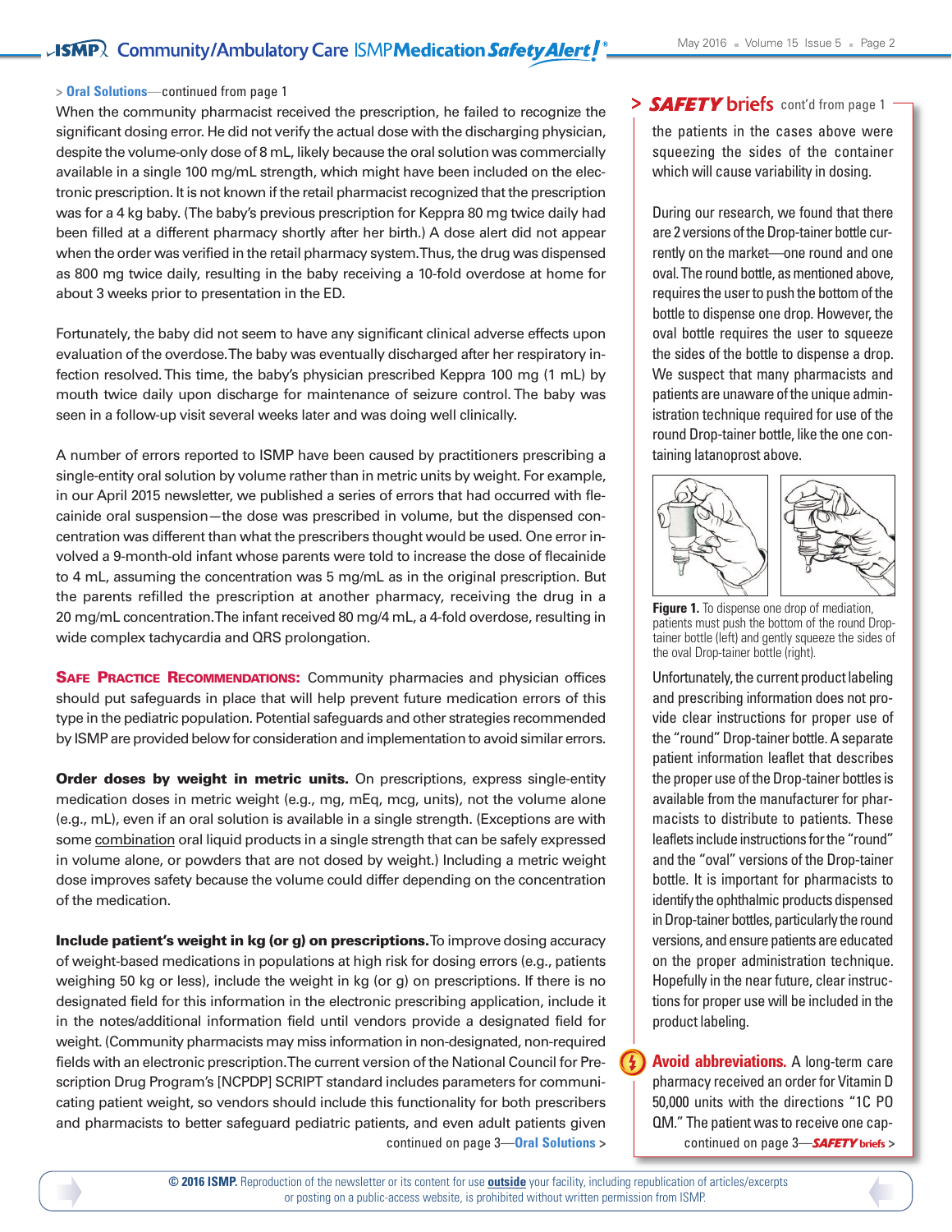> **Oral Solutions**—continued from page 1

When the community pharmacist received the prescription, he failed to recognize the significant dosing error. He did not verify the actual dose with the discharging physician, despite the volume-only dose of 8 mL, likely because the oral solution was commercially available in a single 100 mg/mL strength, which might have been included on the electronic prescription. It is not known if the retail pharmacist recognized that the prescription was for a 4 kg baby. (The baby's previous prescription for Keppra 80 mg twice daily had been filled at a different pharmacy shortly after her birth.) A dose alert did not appear when the order was verified in the retail pharmacy system. Thus, the drug was dispensed as 800 mg twice daily, resulting in the baby receiving a 10-fold overdose at home for about 3 weeks prior to presentation in the ED.

Fortunately, the baby did not seem to have any significant clinical adverse effects upon evaluation of the overdose. The baby was eventually discharged after her respiratory infection resolved. This time, the baby's physician prescribed Keppra 100 mg (1 mL) by mouth twice daily upon discharge for maintenance of seizure control. The baby was seen in a follow-up visit several weeks later and was doing well clinically.

A number of errors reported to ISMP have been caused by practitioners prescribing a single-entity oral solution by volume rather than in metric units by weight. For example, in our April 2015 newsletter, we published a series of errors that had occurred with flecainide oral suspension—the dose was prescribed in volume, but the dispensed concentration was different than what the prescribers thought would be used. One error involved a 9-month-old infant whose parents were told to increase the dose of flecainide to 4 mL, assuming the concentration was 5 mg/mL as in the original prescription. But the parents refilled the prescription at another pharmacy, receiving the drug in a 20 mg/mL concentration. The infant received 80 mg/4 mL, a 4-fold overdose, resulting in wide complex tachycardia and QRS prolongation.

**Safe Practice Recommendations:** Community pharmacies and physician offices should put safeguards in place that will help prevent future medication errors of this type in the pediatric population. Potential safeguards and other strategies recommended by ISMP are provided below for consideration and implementation to avoid similar errors.

**Order doses by weight in metric units.** On prescriptions, express single-entity medication doses in metric weight (e.g., mg, mEq, mcg, units), not the volume alone (e.g., mL), even if an oral solution is available in a single strength. (Exceptions are with some combination oral liquid products in a single strength that can be safely expressed in volume alone, or powders that are not dosed by weight.) Including a metric weight dose improves safety because the volume could differ depending on the concentration of the medication.

**Include patient's weight in kg (or g) on prescriptions.** To improve dosing accuracy of weight-based medications in populations at high risk for dosing errors (e.g., patients weighing 50 kg or less), include the weight in kg (or g) on prescriptions. If there is no designated field for this information in the electronic prescribing application, include it in the notes/additional information field until vendors provide a designated field for weight. (Community pharmacists may miss information in non-designated, non-required fields with an electronic prescription. The current version of the National Council for Prescription Drug Program's [NCPDP] SCRIPT standard includes parameters for communicating patient weight, so vendors should include this functionality for both prescribers and pharmacists to better safeguard pediatric patients, and even adult patients given

continued on page 3—**Oral Solutions** >

> ***SAFETY* briefs** cont'd from page 1

the patients in the cases above were squeezing the sides of the container which will cause variability in dosing.

During our research, we found that there are 2 versions of the Drop-tainer bottle currently on the market—one round and one oval. The round bottle, as mentioned above, requires the user to push the bottom of the bottle to dispense one drop. However, the oval bottle requires the user to squeeze the sides of the bottle to dispense a drop. We suspect that many pharmacists and patients are unaware of the unique administration technique required for use of the round Drop-tainer bottle, like the one containing latanoprost above.

**Figure 1.** To dispense one drop of mediation, patients must push the bottom of the round Drop-tainer bottle (left) and gently squeeze the sides of the oval Drop-tainer bottle (right).

Unfortunately, the current product labeling and prescribing information does not provide clear instructions for proper use of the "round" Drop-tainer bottle. A separate patient information leaflet that describes the proper use of the Drop-tainer bottles is available from the manufacturer for pharmacists to distribute to patients. These leaflets include instructions for the "round" and the "oval" versions of the Drop-tainer bottle. It is important for pharmacists to identify the ophthalmic products dispensed in Drop-tainer bottles, particularly the round versions, and ensure patients are educated on the proper administration technique. Hopefully in the near future, clear instructions for proper use will be included in the product labeling.

**Avoid abbreviations.** A long-term care pharmacy received an order for Vitamin D 50,000 units with the directions "1C PO QM." The patient was to receive one cap-

continued on page 3—***SAFETY* briefs** >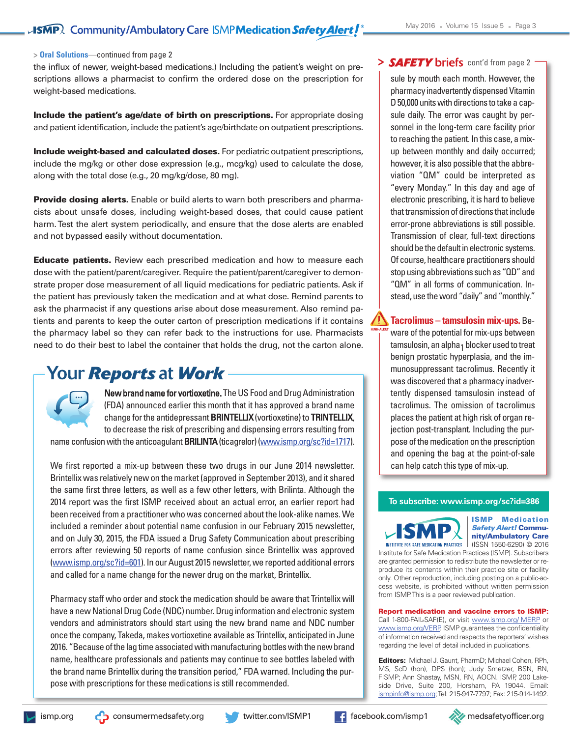> **Oral Solutions**—continued from page 2

the influx of newer, weight-based medications.) Including the patient's weight on prescriptions allows a pharmacist to confirm the ordered dose on the prescription for weight-based medications.

**Include the patient's age/date of birth on prescriptions.** For appropriate dosing and patient identification, include the patient's age/birthdate on outpatient prescriptions.

**Include weight-based and calculated doses.** For pediatric outpatient prescriptions, include the mg/kg or other dose expression (e.g., mcg/kg) used to calculate the dose, along with the total dose (e.g., 20 mg/kg/dose, 80 mg).

**Provide dosing alerts.** Enable or build alerts to warn both prescribers and pharmacists about unsafe doses, including weight-based doses, that could cause patient harm. Test the alert system periodically, and ensure that the dose alerts are enabled and not bypassed easily without documentation.

**Educate patients.** Review each prescribed medication and how to measure each dose with the patient/parent/caregiver. Require the patient/parent/caregiver to demonstrate proper dose measurement of all liquid medications for pediatric patients. Ask if the patient has previously taken the medication and at what dose. Remind parents to ask the pharmacist if any questions arise about dose measurement. Also remind patients and parents to keep the outer carton of prescription medications if it contains the pharmacy label so they can refer back to the instructions for use. Pharmacists need to do their best to label the container that holds the drug, not the carton alone.

## Your *Reports* at *Work*

**New brand name for vortioxetine.** The US Food and Drug Administration (FDA) announced earlier this month that it has approved a brand name change for the antidepressant **BRINTELLIX** (vortioxetine) to **TRINTELLIX**, to decrease the risk of prescribing and dispensing errors resulting from name confusion with the anticoagulant **BRILINTA** (ticagrelor) (www.ismp.org/sc?id=1717).

We first reported a mix-up between these two drugs in our June 2014 newsletter. Brintellix was relatively new on the market (approved in September 2013), and it shared the same first three letters, as well as a few other letters, with Brilinta. Although the 2014 report was the first ISMP received about an actual error, an earlier report had been received from a practitioner who was concerned about the look-alike names. We included a reminder about potential name confusion in our February 2015 newsletter, and on July 30, 2015, the FDA issued a Drug Safety Communication about prescribing errors after reviewing 50 reports of name confusion since Brintellix was approved (www.ismp.org/sc?id=601). In our August 2015 newsletter, we reported additional errors and called for a name change for the newer drug on the market, Brintellix.

Pharmacy staff who order and stock the medication should be aware that Trintellix will have a new National Drug Code (NDC) number. Drug information and electronic system vendors and administrators should start using the new brand name and NDC number once the company, Takeda, makes vortioxetine available as Trintellix, anticipated in June 2016. "Because of the lag time associated with manufacturing bottles with the new brand name, healthcare professionals and patients may continue to see bottles labeled with the brand name Brintellix during the transition period," FDA warned. Including the purpose with prescriptions for these medications is still recommended.

> ***SAFETY* briefs** cont'd from page 2

sule by mouth each month. However, the pharmacy inadvertently dispensed Vitamin D 50,000 units with directions to take a capsule daily. The error was caught by personnel in the long-term care facility prior to reaching the patient. In this case, a mix-up between monthly and daily occurred; however, it is also possible that the abbreviation "QM" could be interpreted as "every Monday." In this day and age of electronic prescribing, it is hard to believe that transmission of directions that include error-prone abbreviations is still possible. Transmission of clear, full-text directions should be the default in electronic systems. Of course, healthcare practitioners should stop using abbreviations such as "QD" and "QM" in all forms of communication. Instead, use the word "daily" and "monthly."

HIGH-ALERT **Tacrolimus – tamsulosin mix-ups.** Beware of the potential for mix-ups between tamsulosin, an alpha$_1$ blocker used to treat benign prostatic hyperplasia, and the immunosuppressant tacrolimus. Recently it was discovered that a pharmacy inadvertently dispensed tamsulosin instead of tacrolimus. The omission of tacrolimus places the patient at high risk of organ rejection post-transplant. Including the purpose of the medication on the prescription and opening the bag at the point-of-sale can help catch this type of mix-up.

**To subscribe: www.ismp.org/sc?id=386**

**ISMP Medication *Safety Alert!* Community/Ambulatory Care** (ISSN 1550-6290) © 2016 Institute for Safe Medication Practices (ISMP). Subscribers are granted permission to redistribute the newsletter or reproduce its contents within their practice site or facility only. Other reproduction, including posting on a public-access website, is prohibited without written permission from ISMP. This is a peer reviewed publication.

**Report medication and vaccine errors to ISMP:** Call 1-800-FAIL-SAF(E), or visit www.ismp.org/ MERP or www.ismp.org/VERP. ISMP guarantees the confidentiality of information received and respects the reporters' wishes regarding the level of detail included in publications.

**Editors:** Michael J. Gaunt, PharmD; Michael Cohen, RPh, MS, ScD (hon), DPS (hon); Judy Smetzer, BSN, RN, FISMP; Ann Shastay, MSN, RN, AOCN. ISMP, 200 Lakeside Drive, Suite 200, Horsham, PA 19044. Email: ismpinfo@ismp.org; Tel: 215-947-7797; Fax: 215-914-1492.

ismp.org | consumermedsafety.org | twitter.com/ISMP1 | facebook.com/ismp1 | medsafetyofficer.org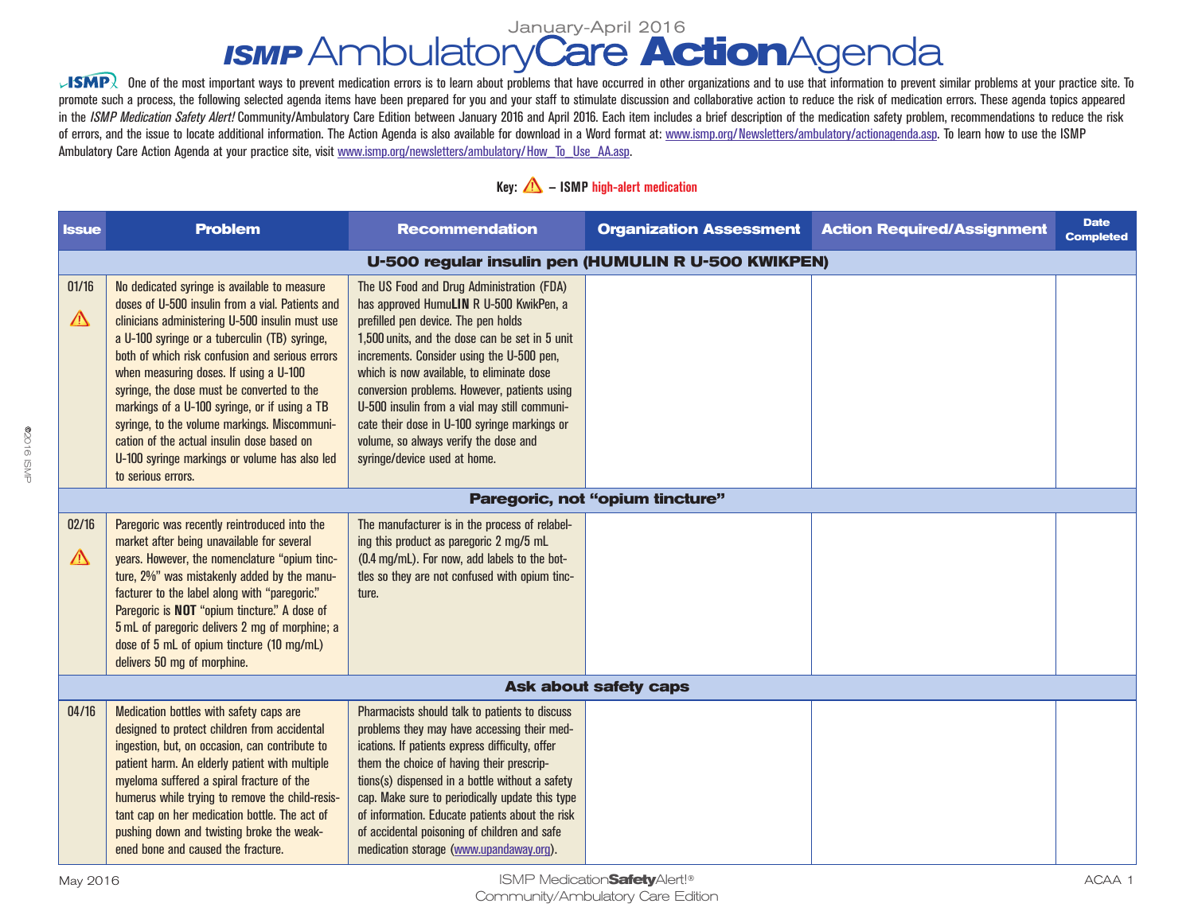January-April 2016

# ISMP Ambulatory Care Action Agenda

ISMP One of the most important ways to prevent medication errors is to learn about problems that have occurred in other organizations and to use that information to prevent similar problems at your practice site. To promote such a process, the following selected agenda items have been prepared for you and your staff to stimulate discussion and collaborative action to reduce the risk of medication errors. These agenda topics appeared in the *ISMP Medication Safety Alert!* Community/Ambulatory Care Edition between January 2016 and April 2016. Each item includes a brief description of the medication safety problem, recommendations to reduce the risk of errors, and the issue to locate additional information. The Action Agenda is also available for download in a Word format at: www.ismp.org/Newsletters/ambulatory/actionagenda.asp. To learn how to use the ISMP Ambulatory Care Action Agenda at your practice site, visit www.ismp.org/newsletters/ambulatory/How_To_Use_AA.asp.

**Key:** ⚠ – ISMP **high-alert medication**

| Issue | Problem | Recommendation | Organization Assessment | Action Required/Assignment | Date Completed |
|---|---|---|---|---|---|
| **U-500 regular insulin pen (HUMULIN R U-500 KWIKPEN)** | | | | | |
| 01/16 ⚠ | No dedicated syringe is available to measure doses of U-500 insulin from a vial. Patients and clinicians administering U-500 insulin must use a U-100 syringe or a tuberculin (TB) syringe, both of which risk confusion and serious errors when measuring doses. If using a U-100 syringe, the dose must be converted to the markings of a U-100 syringe, or if using a TB syringe, to the volume markings. Miscommunication of the actual insulin dose based on U-100 syringe markings or volume has also led to serious errors. | The US Food and Drug Administration (FDA) has approved HumuLIN R U-500 KwikPen, a prefilled pen device. The pen holds 1,500 units, and the dose can be set in 5 unit increments. Consider using the U-500 pen, which is now available, to eliminate dose conversion problems. However, patients using U-500 insulin from a vial may still communicate their dose in U-100 syringe markings or volume, so always verify the dose and syringe/device used at home. | | | |
| **Paregoric, not "opium tincture"** | | | | | |
| 02/16 ⚠ | Paregoric was recently reintroduced into the market after being unavailable for several years. However, the nomenclature "opium tincture, 2%" was mistakenly added by the manufacturer to the label along with "paregoric." Paregoric is **NOT** "opium tincture." A dose of 5 mL of paregoric delivers 2 mg of morphine; a dose of 5 mL of opium tincture (10 mg/mL) delivers 50 mg of morphine. | The manufacturer is in the process of relabeling this product as paregoric 2 mg/5 mL (0.4 mg/mL). For now, add labels to the bottles so they are not confused with opium tincture. | | | |
| **Ask about safety caps** | | | | | |
| 04/16 | Medication bottles with safety caps are designed to protect children from accidental ingestion, but, on occasion, can contribute to patient harm. An elderly patient with multiple myeloma suffered a spiral fracture of the humerus while trying to remove the child-resistant cap on her medication bottle. The act of pushing down and twisting broke the weakened bone and caused the fracture. | Pharmacists should talk to patients to discuss problems they may have accessing their medications. If patients express difficulty, offer them the choice of having their prescription(s) dispensed in a bottle without a safety cap. Make sure to periodically update this type of information. Educate patients about the risk of accidental poisoning of children and safe medication storage (www.upandaway.org). | | | |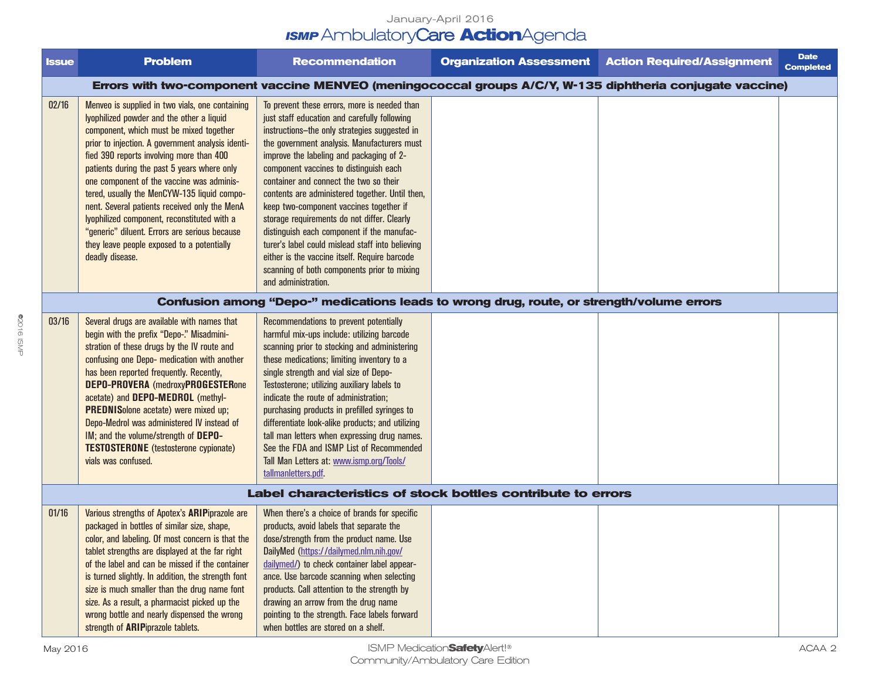January-April 2016

# ISMP AmbulatoryCare ActionAgenda

| Issue | Problem | Recommendation | Organization Assessment | Action Required/Assignment | Date Completed |
|---|---|---|---|---|---|
| **Errors with two-component vaccine MENVEO (meningococcal groups A/C/Y, W-135 diphtheria conjugate vaccine)** | | | | | |
| 02/16 | Menveo is supplied in two vials, one containing lyophilized powder and the other a liquid component, which must be mixed together prior to injection. A government analysis identified 390 reports involving more than 400 patients during the past 5 years where only one component of the vaccine was administered, usually the MenCYW-135 liquid component. Several patients received only the MenA lyophilized component, reconstituted with a "generic" diluent. Errors are serious because they leave people exposed to a potentially deadly disease. | To prevent these errors, more is needed than just staff education and carefully following instructions–the only strategies suggested in the government analysis. Manufacturers must improve the labeling and packaging of 2-component vaccines to distinguish each container and connect the two so their contents are administered together. Until then, keep two-component vaccines together if storage requirements do not differ. Clearly distinguish each component if the manufacturer's label could mislead staff into believing either is the vaccine itself. Require barcode scanning of both components prior to mixing and administration. | | | |
| **Confusion among "Depo-" medications leads to wrong drug, route, or strength/volume errors** | | | | | |
| 03/16 | Several drugs are available with names that begin with the prefix "Depo-." Misadministration of these drugs by the IV route and confusing one Depo- medication with another has been reported frequently. Recently, **DEPO-PROVERA** (medroxy**PROGESTER**one acetate) and **DEPO-MEDROL** (methyl**PREDNIS**olone acetate) were mixed up; Depo-Medrol was administered IV instead of IM; and the volume/strength of **DEPO-TESTOSTERONE** (testosterone cypionate) vials was confused. | Recommendations to prevent potentially harmful mix-ups include: utilizing barcode scanning prior to stocking and administering these medications; limiting inventory to a single strength and vial size of Depo-Testosterone; utilizing auxiliary labels to indicate the route of administration; purchasing products in prefilled syringes to differentiate look-alike products; and utilizing tall man letters when expressing drug names. See the FDA and ISMP List of Recommended Tall Man Letters at: www.ismp.org/Tools/tallmanletters.pdf. | | | |
| **Label characteristics of stock bottles contribute to errors** | | | | | |
| 01/16 | Various strengths of Apotex's **ARIP**iprazole are packaged in bottles of similar size, shape, color, and labeling. Of most concern is that the tablet strengths are displayed at the far right of the label and can be missed if the container is turned slightly. In addition, the strength font size is much smaller than the drug name font size. As a result, a pharmacist picked up the wrong bottle and nearly dispensed the wrong strength of **ARIP**iprazole tablets. | When there's a choice of brands for specific products, avoid labels that separate the dose/strength from the product name. Use DailyMed (https://dailymed.nlm.nih.gov/dailymed/) to check container label appearance. Use barcode scanning when selecting products. Call attention to the strength by drawing an arrow from the drug name pointing to the strength. Face labels forward when bottles are stored on a shelf. | | | |

©2016 ISMP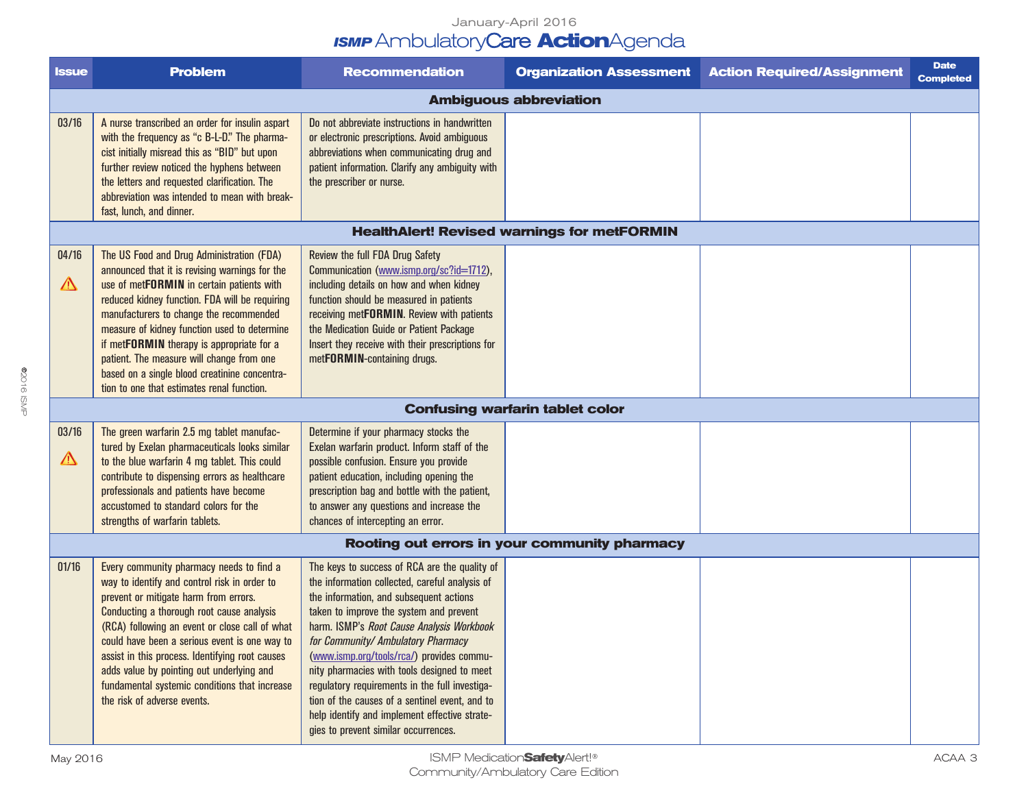January-April 2016

# ISMP AmbulatoryCare ActionAgenda

| Issue | Problem | Recommendation | Organization Assessment | Action Required/Assignment | Date Completed |
|---|---|---|---|---|---|
| **Ambiguous abbreviation** | | | | | |
| 03/16 | A nurse transcribed an order for insulin aspart with the frequency as "c B-L-D." The pharmacist initially misread this as "BID" but upon further review noticed the hyphens between the letters and requested clarification. The abbreviation was intended to mean with breakfast, lunch, and dinner. | Do not abbreviate instructions in handwritten or electronic prescriptions. Avoid ambiguous abbreviations when communicating drug and patient information. Clarify any ambiguity with the prescriber or nurse. | | | |
| **HealthAlert! Revised warnings for metFORMIN** | | | | | |
| 04/16 ⚠ | The US Food and Drug Administration (FDA) announced that it is revising warnings for the use of met**FORMIN** in certain patients with reduced kidney function. FDA will be requiring manufacturers to change the recommended measure of kidney function used to determine if met**FORMIN** therapy is appropriate for a patient. The measure will change from one based on a single blood creatinine concentration to one that estimates renal function. | Review the full FDA Drug Safety Communication (www.ismp.org/sc?id=1712), including details on how and when kidney function should be measured in patients receiving met**FORMIN**. Review with patients the Medication Guide or Patient Package Insert they receive with their prescriptions for met**FORMIN**-containing drugs. | | | |
| **Confusing warfarin tablet color** | | | | | |
| 03/16 ⚠ | The green warfarin 2.5 mg tablet manufactured by Exelan pharmaceuticals looks similar to the blue warfarin 4 mg tablet. This could contribute to dispensing errors as healthcare professionals and patients have become accustomed to standard colors for the strengths of warfarin tablets. | Determine if your pharmacy stocks the Exelan warfarin product. Inform staff of the possible confusion. Ensure you provide patient education, including opening the prescription bag and bottle with the patient, to answer any questions and increase the chances of intercepting an error. | | | |
| **Rooting out errors in your community pharmacy** | | | | | |
| 01/16 | Every community pharmacy needs to find a way to identify and control risk in order to prevent or mitigate harm from errors. Conducting a thorough root cause analysis (RCA) following an event or close call of what could have been a serious event is one way to assist in this process. Identifying root causes adds value by pointing out underlying and fundamental systemic conditions that increase the risk of adverse events. | The keys to success of RCA are the quality of the information collected, careful analysis of the information, and subsequent actions taken to improve the system and prevent harm. ISMP's *Root Cause Analysis Workbook for Community/ Ambulatory Pharmacy* (www.ismp.org/tools/rca/) provides community pharmacies with tools designed to meet regulatory requirements in the full investigation of the causes of a sentinel event, and to help identify and implement effective strategies to prevent similar occurrences. | | | |

©2016 ISMP